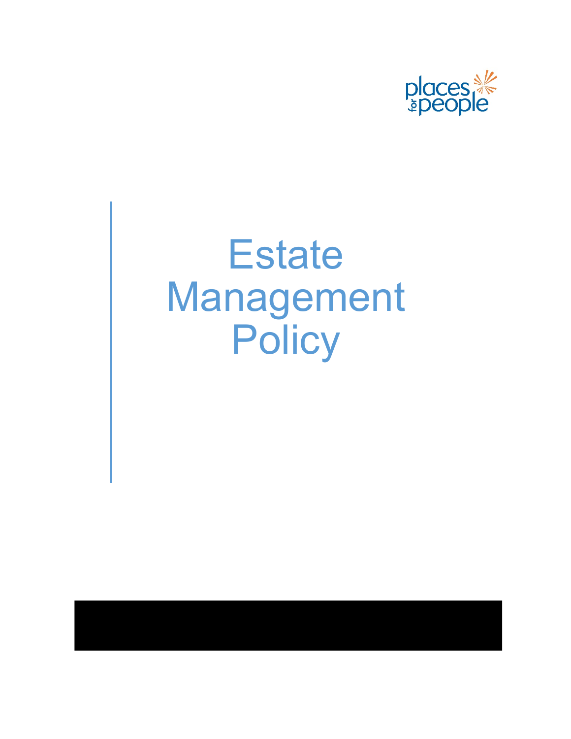# Estate Management Policy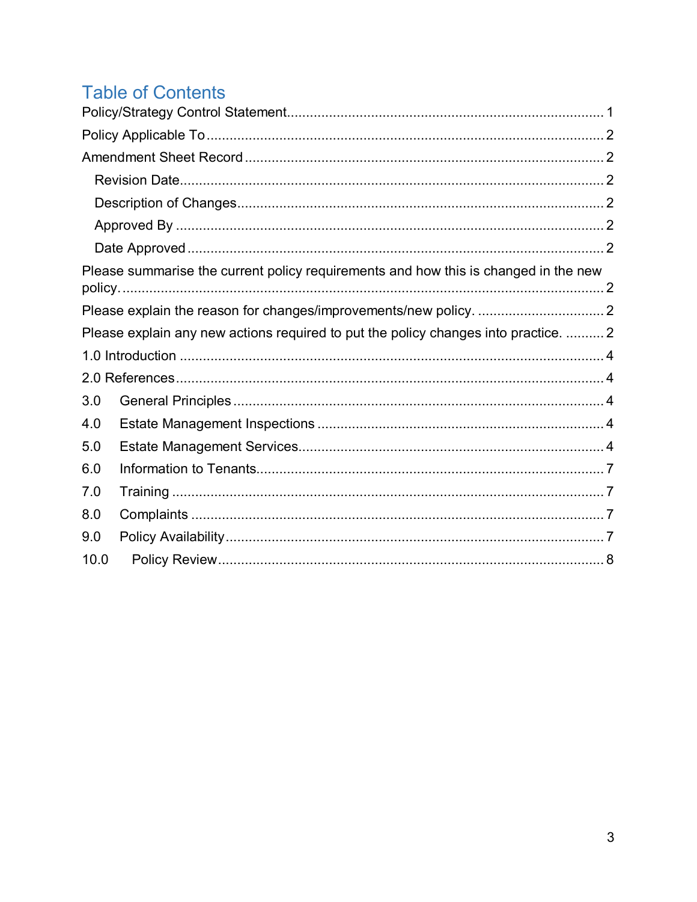# Table of Contents

Policy/Strategy Control Statement .................................................................................. 1

Policy Applicable To ....................................................................................................... 2

Amendment Sheet Record .............................................................................................. 2

- Revision Date ............................................................................................................... 2
- Description of Changes ................................................................................................ 2
- Approved By ................................................................................................................. 2
- Date Approved .............................................................................................................. 2

Please summarise the current policy requirements and how this is changed in the new policy. .............................................................................................................................. 2

Please explain the reason for changes/improvements/new policy. ................................. 2

Please explain any new actions required to put the policy changes into practice. .......... 2

1.0 Introduction ............................................................................................................... 4

2.0 References ................................................................................................................ 4

3.0 General Principles ..................................................................................................... 4

4.0 Estate Management Inspections ............................................................................... 4

5.0 Estate Management Services .................................................................................... 4

6.0 Information to Tenants ............................................................................................... 7

7.0 Training ..................................................................................................................... 7

8.0 Complaints ................................................................................................................ 7

9.0 Policy Availability ....................................................................................................... 7

10.0 Policy Review .......................................................................................................... 8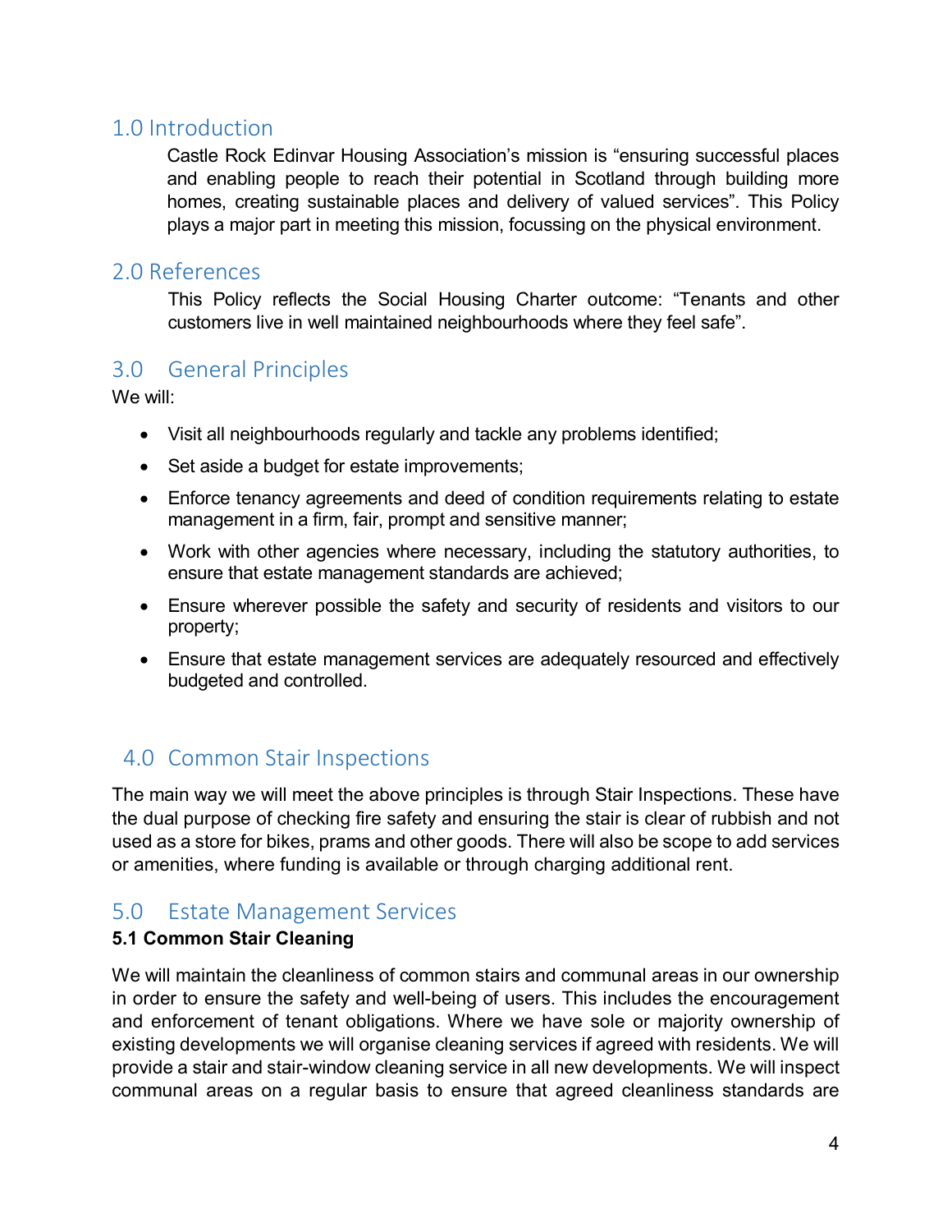## 1.0 Introduction

Castle Rock Edinvar Housing Association's mission is "ensuring successful places and enabling people to reach their potential in Scotland through building more homes, creating sustainable places and delivery of valued services". This Policy plays a major part in meeting this mission, focussing on the physical environment.

## 2.0 References

This Policy reflects the Social Housing Charter outcome: "Tenants and other customers live in well maintained neighbourhoods where they feel safe".

## 3.0 General Principles

We will:

- Visit all neighbourhoods regularly and tackle any problems identified;
- Set aside a budget for estate improvements;
- Enforce tenancy agreements and deed of condition requirements relating to estate management in a firm, fair, prompt and sensitive manner;
- Work with other agencies where necessary, including the statutory authorities, to ensure that estate management standards are achieved;
- Ensure wherever possible the safety and security of residents and visitors to our property;
- Ensure that estate management services are adequately resourced and effectively budgeted and controlled.

## 4.0 Common Stair Inspections

The main way we will meet the above principles is through Stair Inspections. These have the dual purpose of checking fire safety and ensuring the stair is clear of rubbish and not used as a store for bikes, prams and other goods. There will also be scope to add services or amenities, where funding is available or through charging additional rent.

## 5.0 Estate Management Services

### 5.1 Common Stair Cleaning

We will maintain the cleanliness of common stairs and communal areas in our ownership in order to ensure the safety and well-being of users. This includes the encouragement and enforcement of tenant obligations. Where we have sole or majority ownership of existing developments we will organise cleaning services if agreed with residents. We will provide a stair and stair-window cleaning service in all new developments. We will inspect communal areas on a regular basis to ensure that agreed cleanliness standards are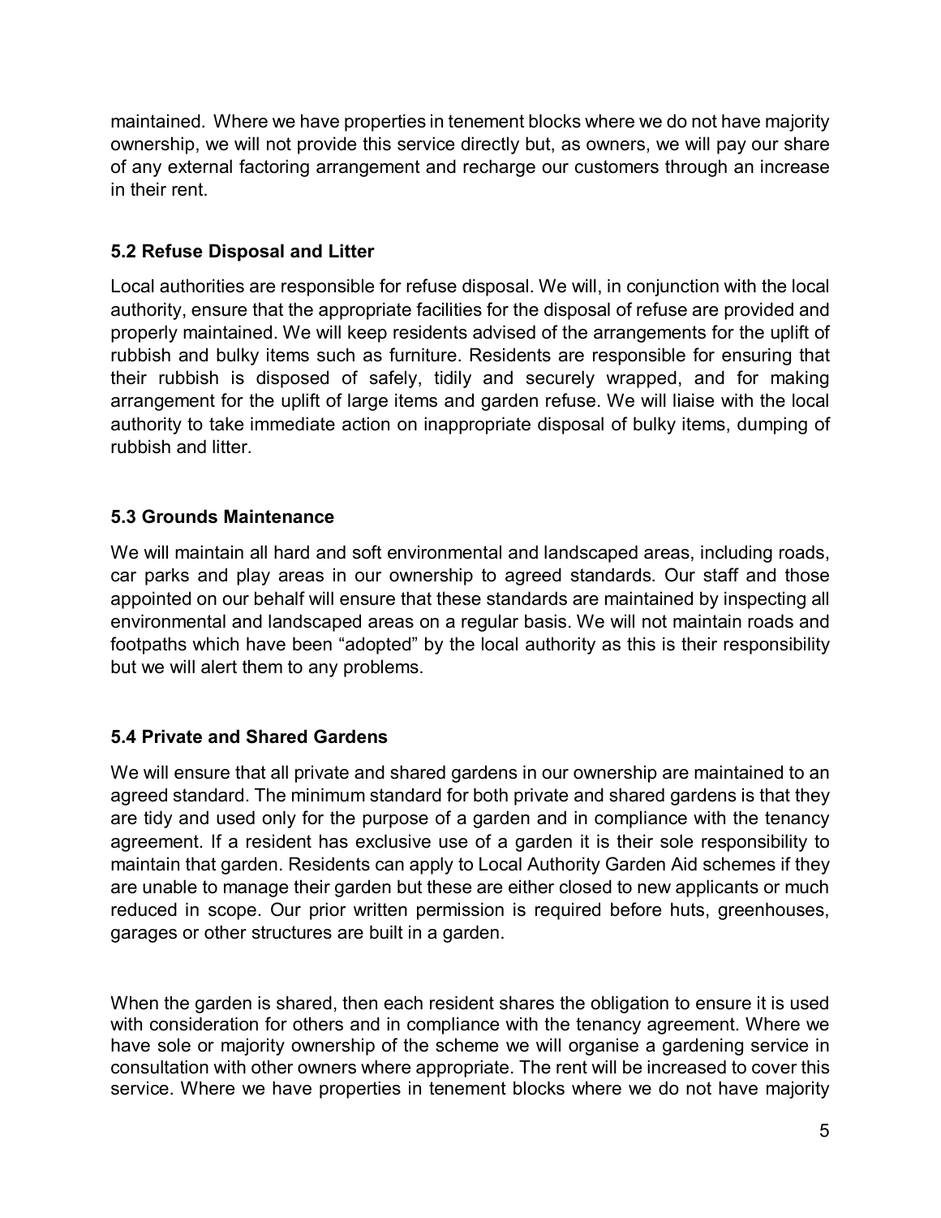maintained. Where we have properties in tenement blocks where we do not have majority ownership, we will not provide this service directly but, as owners, we will pay our share of any external factoring arrangement and recharge our customers through an increase in their rent.

### 5.2 Refuse Disposal and Litter

Local authorities are responsible for refuse disposal. We will, in conjunction with the local authority, ensure that the appropriate facilities for the disposal of refuse are provided and properly maintained. We will keep residents advised of the arrangements for the uplift of rubbish and bulky items such as furniture. Residents are responsible for ensuring that their rubbish is disposed of safely, tidily and securely wrapped, and for making arrangement for the uplift of large items and garden refuse. We will liaise with the local authority to take immediate action on inappropriate disposal of bulky items, dumping of rubbish and litter.

### 5.3 Grounds Maintenance

We will maintain all hard and soft environmental and landscaped areas, including roads, car parks and play areas in our ownership to agreed standards. Our staff and those appointed on our behalf will ensure that these standards are maintained by inspecting all environmental and landscaped areas on a regular basis. We will not maintain roads and footpaths which have been "adopted" by the local authority as this is their responsibility but we will alert them to any problems.

### 5.4 Private and Shared Gardens

We will ensure that all private and shared gardens in our ownership are maintained to an agreed standard. The minimum standard for both private and shared gardens is that they are tidy and used only for the purpose of a garden and in compliance with the tenancy agreement. If a resident has exclusive use of a garden it is their sole responsibility to maintain that garden. Residents can apply to Local Authority Garden Aid schemes if they are unable to manage their garden but these are either closed to new applicants or much reduced in scope. Our prior written permission is required before huts, greenhouses, garages or other structures are built in a garden.

When the garden is shared, then each resident shares the obligation to ensure it is used with consideration for others and in compliance with the tenancy agreement. Where we have sole or majority ownership of the scheme we will organise a gardening service in consultation with other owners where appropriate. The rent will be increased to cover this service. Where we have properties in tenement blocks where we do not have majority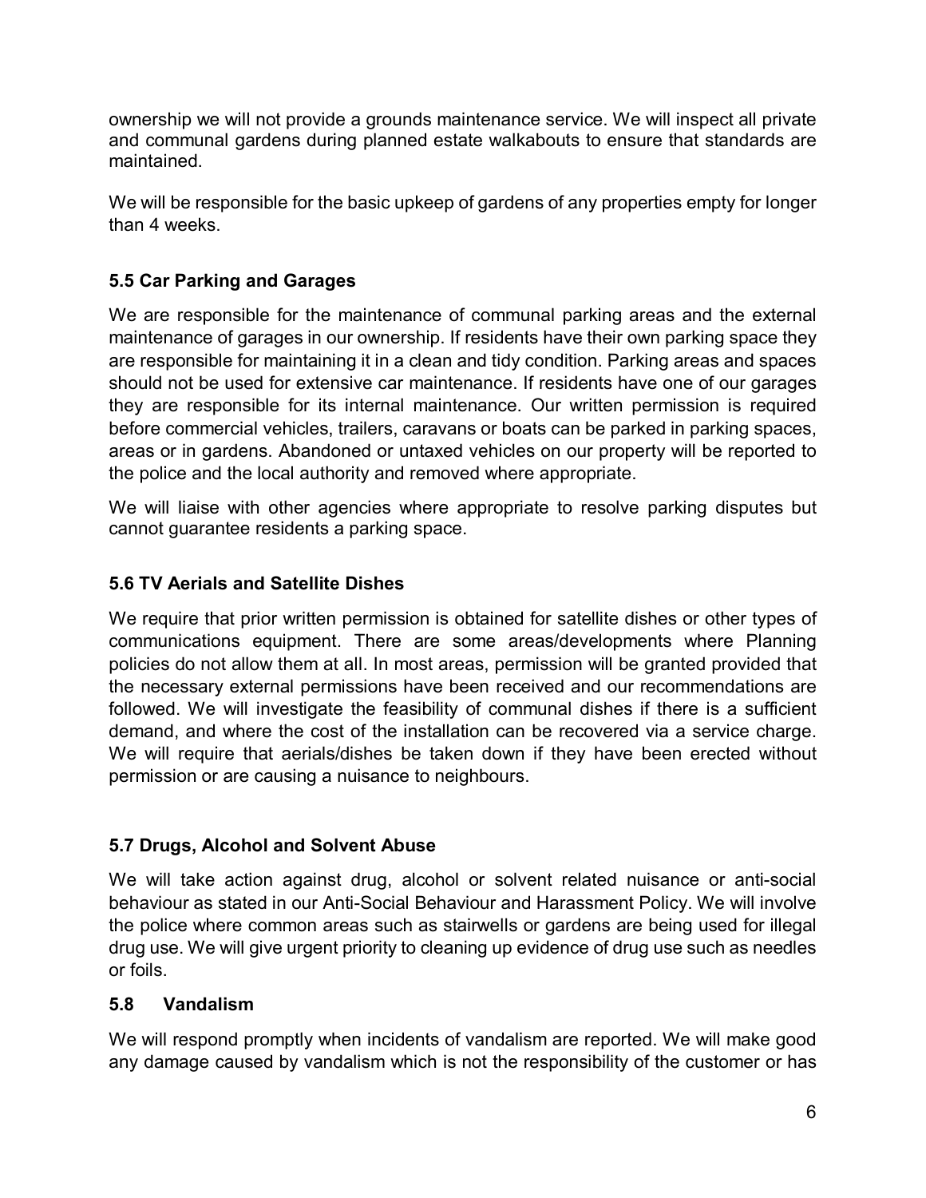ownership we will not provide a grounds maintenance service. We will inspect all private and communal gardens during planned estate walkabouts to ensure that standards are maintained.

We will be responsible for the basic upkeep of gardens of any properties empty for longer than 4 weeks.

### 5.5 Car Parking and Garages

We are responsible for the maintenance of communal parking areas and the external maintenance of garages in our ownership. If residents have their own parking space they are responsible for maintaining it in a clean and tidy condition. Parking areas and spaces should not be used for extensive car maintenance. If residents have one of our garages they are responsible for its internal maintenance. Our written permission is required before commercial vehicles, trailers, caravans or boats can be parked in parking spaces, areas or in gardens. Abandoned or untaxed vehicles on our property will be reported to the police and the local authority and removed where appropriate.

We will liaise with other agencies where appropriate to resolve parking disputes but cannot guarantee residents a parking space.

### 5.6 TV Aerials and Satellite Dishes

We require that prior written permission is obtained for satellite dishes or other types of communications equipment. There are some areas/developments where Planning policies do not allow them at all. In most areas, permission will be granted provided that the necessary external permissions have been received and our recommendations are followed. We will investigate the feasibility of communal dishes if there is a sufficient demand, and where the cost of the installation can be recovered via a service charge. We will require that aerials/dishes be taken down if they have been erected without permission or are causing a nuisance to neighbours.

### 5.7 Drugs, Alcohol and Solvent Abuse

We will take action against drug, alcohol or solvent related nuisance or anti-social behaviour as stated in our Anti-Social Behaviour and Harassment Policy. We will involve the police where common areas such as stairwells or gardens are being used for illegal drug use. We will give urgent priority to cleaning up evidence of drug use such as needles or foils.

### 5.8 Vandalism

We will respond promptly when incidents of vandalism are reported. We will make good any damage caused by vandalism which is not the responsibility of the customer or has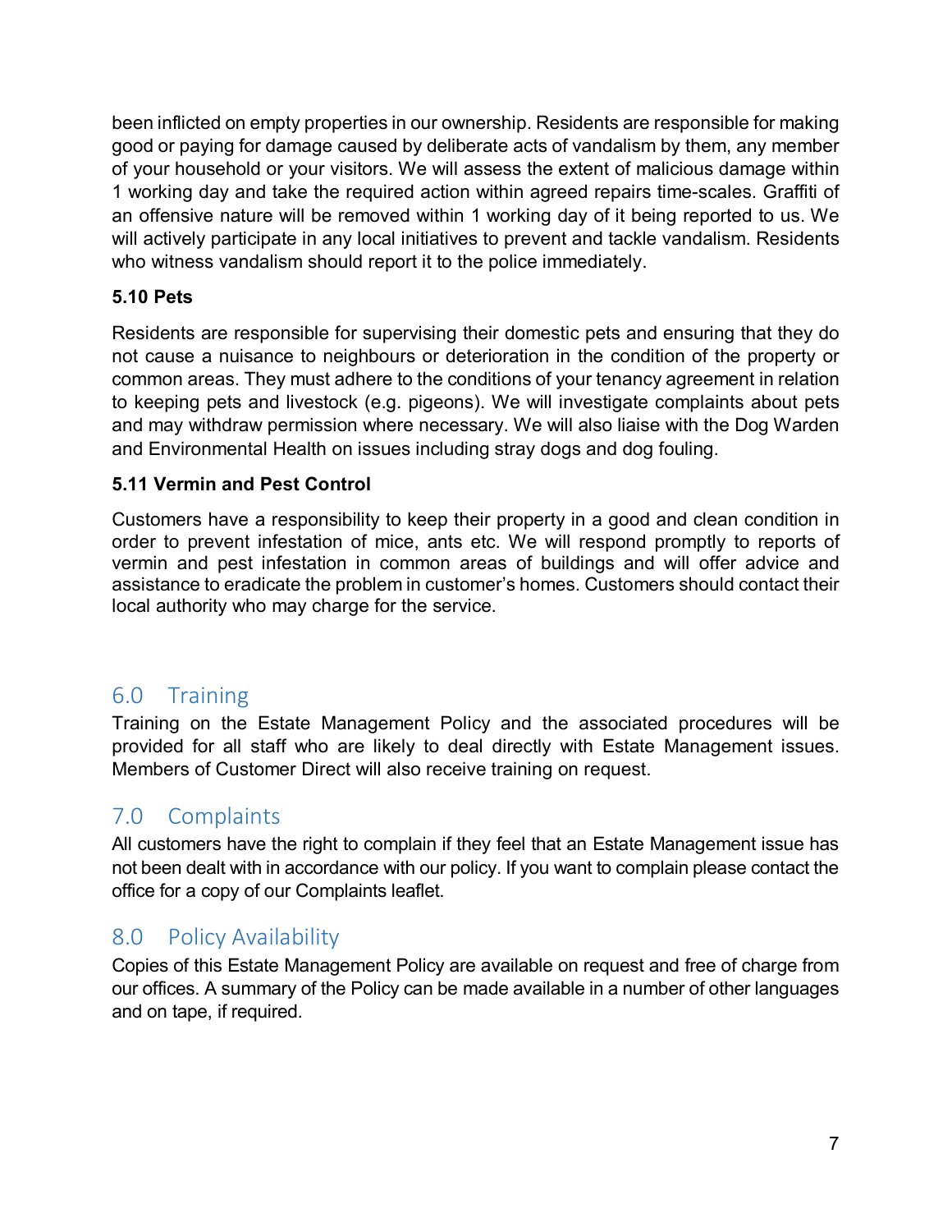been inflicted on empty properties in our ownership. Residents are responsible for making good or paying for damage caused by deliberate acts of vandalism by them, any member of your household or your visitors. We will assess the extent of malicious damage within 1 working day and take the required action within agreed repairs time-scales. Graffiti of an offensive nature will be removed within 1 working day of it being reported to us. We will actively participate in any local initiatives to prevent and tackle vandalism. Residents who witness vandalism should report it to the police immediately.

**5.10 Pets**

Residents are responsible for supervising their domestic pets and ensuring that they do not cause a nuisance to neighbours or deterioration in the condition of the property or common areas. They must adhere to the conditions of your tenancy agreement in relation to keeping pets and livestock (e.g. pigeons). We will investigate complaints about pets and may withdraw permission where necessary. We will also liaise with the Dog Warden and Environmental Health on issues including stray dogs and dog fouling.

**5.11 Vermin and Pest Control**

Customers have a responsibility to keep their property in a good and clean condition in order to prevent infestation of mice, ants etc. We will respond promptly to reports of vermin and pest infestation in common areas of buildings and will offer advice and assistance to eradicate the problem in customer's homes. Customers should contact their local authority who may charge for the service.

## 6.0 Training

Training on the Estate Management Policy and the associated procedures will be provided for all staff who are likely to deal directly with Estate Management issues. Members of Customer Direct will also receive training on request.

## 7.0 Complaints

All customers have the right to complain if they feel that an Estate Management issue has not been dealt with in accordance with our policy. If you want to complain please contact the office for a copy of our Complaints leaflet.

## 8.0 Policy Availability

Copies of this Estate Management Policy are available on request and free of charge from our offices. A summary of the Policy can be made available in a number of other languages and on tape, if required.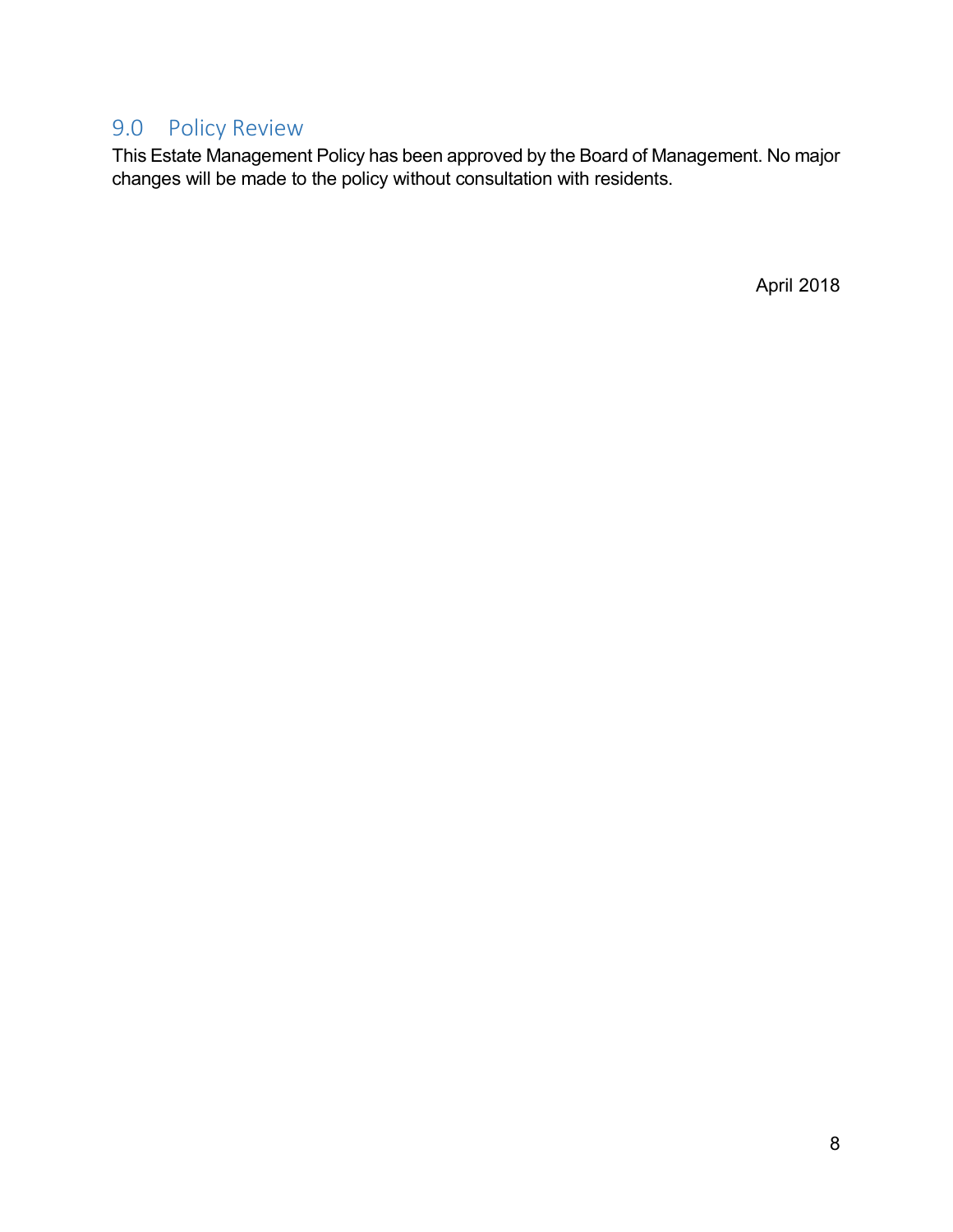## 9.0 Policy Review

This Estate Management Policy has been approved by the Board of Management. No major changes will be made to the policy without consultation with residents.

April 2018